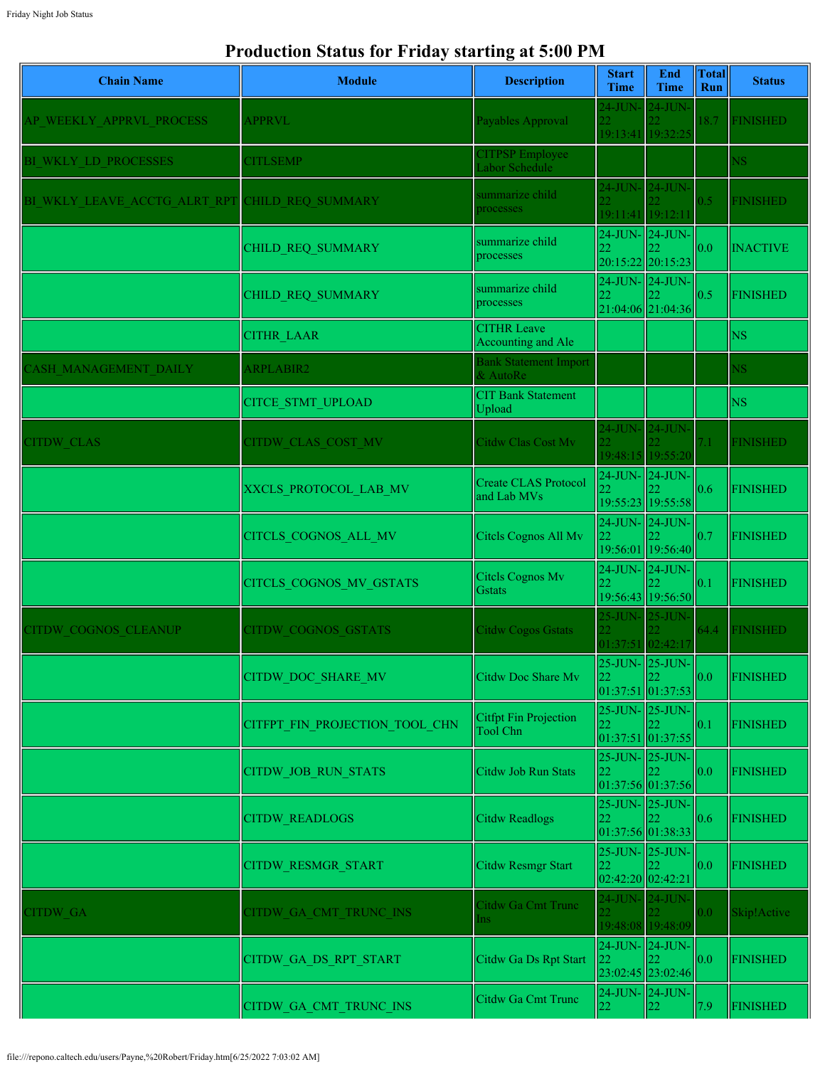# Production Status for Friday starting at 5:00 PM

| Chain Name | Module | Description | Start Time | End Time | Total Run | Status |
|---|---|---|---|---|---|---|
| AP_WEEKLY_APPRVL_PROCESS | APPRVL | Payables Approval | 24-JUN-22 19:13:41 | 24-JUN-22 19:32:25 | 18.7 | FINISHED |
| BI_WKLY_LD_PROCESSES | CITLSEMP | CITPSP Employee Labor Schedule | | | | NS |
| BI_WKLY_LEAVE_ACCTG_ALRT_RPT | CHILD_REQ_SUMMARY | summarize child processes | 24-JUN-22 19:11:41 | 24-JUN-22 19:12:11 | 0.5 | FINISHED |
| | CHILD_REQ_SUMMARY | summarize child processes | 24-JUN-22 20:15:22 | 24-JUN-22 20:15:23 | 0.0 | INACTIVE |
| | CHILD_REQ_SUMMARY | summarize child processes | 24-JUN-22 21:04:06 | 24-JUN-22 21:04:36 | 0.5 | FINISHED |
| | CITHR_LAAR | CITHR Leave Accounting and Ale | | | | NS |
| CASH_MANAGEMENT_DAILY | ARPLABIR2 | Bank Statement Import & AutoRe | | | | NS |
| | CITCE_STMT_UPLOAD | CIT Bank Statement Upload | | | | NS |
| CITDW_CLAS | CITDW_CLAS_COST_MV | Citdw Clas Cost Mv | 24-JUN-22 19:48:15 | 24-JUN-22 19:55:20 | 7.1 | FINISHED |
| | XXCLS_PROTOCOL_LAB_MV | Create CLAS Protocol and Lab MVs | 24-JUN-22 19:55:23 | 24-JUN-22 19:55:58 | 0.6 | FINISHED |
| | CITCLS_COGNOS_ALL_MV | Citcls Cognos All Mv | 24-JUN-22 19:56:01 | 24-JUN-22 19:56:40 | 0.7 | FINISHED |
| | CITCLS_COGNOS_MV_GSTATS | Citcls Cognos Mv Gstats | 24-JUN-22 19:56:43 | 24-JUN-22 19:56:50 | 0.1 | FINISHED |
| CITDW_COGNOS_CLEANUP | CITDW_COGNOS_GSTATS | Citdw Cogos Gstats | 25-JUN-22 01:37:51 | 25-JUN-22 02:42:17 | 64.4 | FINISHED |
| | CITDW_DOC_SHARE_MV | Citdw Doc Share Mv | 25-JUN-22 01:37:51 | 25-JUN-22 01:37:53 | 0.0 | FINISHED |
| | CITFPT_FIN_PROJECTION_TOOL_CHN | Citfpt Fin Projection Tool Chn | 25-JUN-22 01:37:51 | 25-JUN-22 01:37:55 | 0.1 | FINISHED |
| | CITDW_JOB_RUN_STATS | Citdw Job Run Stats | 25-JUN-22 01:37:56 | 25-JUN-22 01:37:56 | 0.0 | FINISHED |
| | CITDW_READLOGS | Citdw Readlogs | 25-JUN-22 01:37:56 | 25-JUN-22 01:38:33 | 0.6 | FINISHED |
| | CITDW_RESMGR_START | Citdw Resmgr Start | 25-JUN-22 02:42:20 | 25-JUN-22 02:42:21 | 0.0 | FINISHED |
| CITDW_GA | CITDW_GA_CMT_TRUNC_INS | Citdw Ga Cmt Trunc Ins | 24-JUN-22 19:48:08 | 24-JUN-22 19:48:09 | 0.0 | Skip!Active |
| | CITDW_GA_DS_RPT_START | Citdw Ga Ds Rpt Start | 24-JUN-22 23:02:45 | 24-JUN-22 23:02:46 | 0.0 | FINISHED |
| | CITDW_GA_CMT_TRUNC_INS | Citdw Ga Cmt Trunc | 24-JUN-22 | 24-JUN-22 | 7.9 | FINISHED |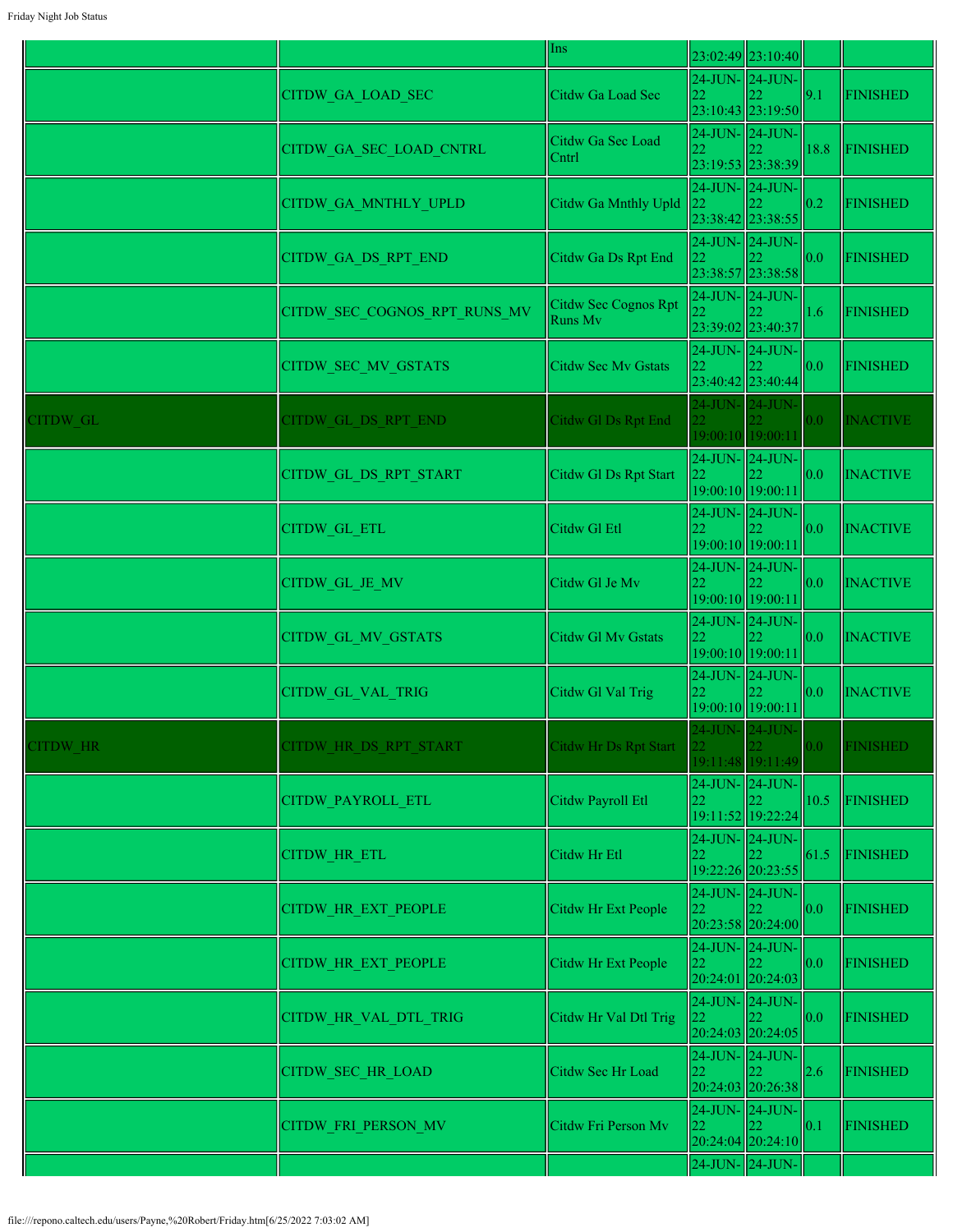| | | Ins | 23:02:49 | 23:10:40 | | |
|---|---|---|---|---|---|---|
| | CITDW_GA_LOAD_SEC | Citdw Ga Load Sec | 24-JUN-22 23:10:43 | 24-JUN-22 23:19:50 | 9.1 | FINISHED |
| | CITDW_GA_SEC_LOAD_CNTRL | Citdw Ga Sec Load Cntrl | 24-JUN-22 23:19:53 | 24-JUN-22 23:38:39 | 18.8 | FINISHED |
| | CITDW_GA_MNTHLY_UPLD | Citdw Ga Mnthly Upld | 24-JUN-22 23:38:42 | 24-JUN-22 23:38:55 | 0.2 | FINISHED |
| | CITDW_GA_DS_RPT_END | Citdw Ga Ds Rpt End | 24-JUN-22 23:38:57 | 24-JUN-22 23:38:58 | 0.0 | FINISHED |
| | CITDW_SEC_COGNOS_RPT_RUNS_MV | Citdw Sec Cognos Rpt Runs Mv | 24-JUN-22 23:39:02 | 24-JUN-22 23:40:37 | 1.6 | FINISHED |
| | CITDW_SEC_MV_GSTATS | Citdw Sec Mv Gstats | 24-JUN-22 23:40:42 | 24-JUN-22 23:40:44 | 0.0 | FINISHED |
| CITDW_GL | CITDW_GL_DS_RPT_END | Citdw Gl Ds Rpt End | 24-JUN-22 19:00:10 | 24-JUN-22 19:00:11 | 0.0 | INACTIVE |
| | CITDW_GL_DS_RPT_START | Citdw Gl Ds Rpt Start | 24-JUN-22 19:00:10 | 24-JUN-22 19:00:11 | 0.0 | INACTIVE |
| | CITDW_GL_ETL | Citdw Gl Etl | 24-JUN-22 19:00:10 | 24-JUN-22 19:00:11 | 0.0 | INACTIVE |
| | CITDW_GL_JE_MV | Citdw Gl Je Mv | 24-JUN-22 19:00:10 | 24-JUN-22 19:00:11 | 0.0 | INACTIVE |
| | CITDW_GL_MV_GSTATS | Citdw Gl Mv Gstats | 24-JUN-22 19:00:10 | 24-JUN-22 19:00:11 | 0.0 | INACTIVE |
| | CITDW_GL_VAL_TRIG | Citdw Gl Val Trig | 24-JUN-22 19:00:10 | 24-JUN-22 19:00:11 | 0.0 | INACTIVE |
| CITDW_HR | CITDW_HR_DS_RPT_START | Citdw Hr Ds Rpt Start | 24-JUN-22 19:11:48 | 24-JUN-22 19:11:49 | 0.0 | FINISHED |
| | CITDW_PAYROLL_ETL | Citdw Payroll Etl | 24-JUN-22 19:11:52 | 24-JUN-22 19:22:24 | 10.5 | FINISHED |
| | CITDW_HR_ETL | Citdw Hr Etl | 24-JUN-22 19:22:26 | 24-JUN-22 20:23:55 | 61.5 | FINISHED |
| | CITDW_HR_EXT_PEOPLE | Citdw Hr Ext People | 24-JUN-22 20:23:58 | 24-JUN-22 20:24:00 | 0.0 | FINISHED |
| | CITDW_HR_EXT_PEOPLE | Citdw Hr Ext People | 24-JUN-22 20:24:01 | 24-JUN-22 20:24:03 | 0.0 | FINISHED |
| | CITDW_HR_VAL_DTL_TRIG | Citdw Hr Val Dtl Trig | 24-JUN-22 20:24:03 | 24-JUN-22 20:24:05 | 0.0 | FINISHED |
| | CITDW_SEC_HR_LOAD | Citdw Sec Hr Load | 24-JUN-22 20:24:03 | 24-JUN-22 20:26:38 | 2.6 | FINISHED |
| | CITDW_FRI_PERSON_MV | Citdw Fri Person Mv | 24-JUN-22 20:24:04 | 24-JUN-22 20:24:10 | 0.1 | FINISHED |
| | | | 24-JUN- | 24-JUN- | | |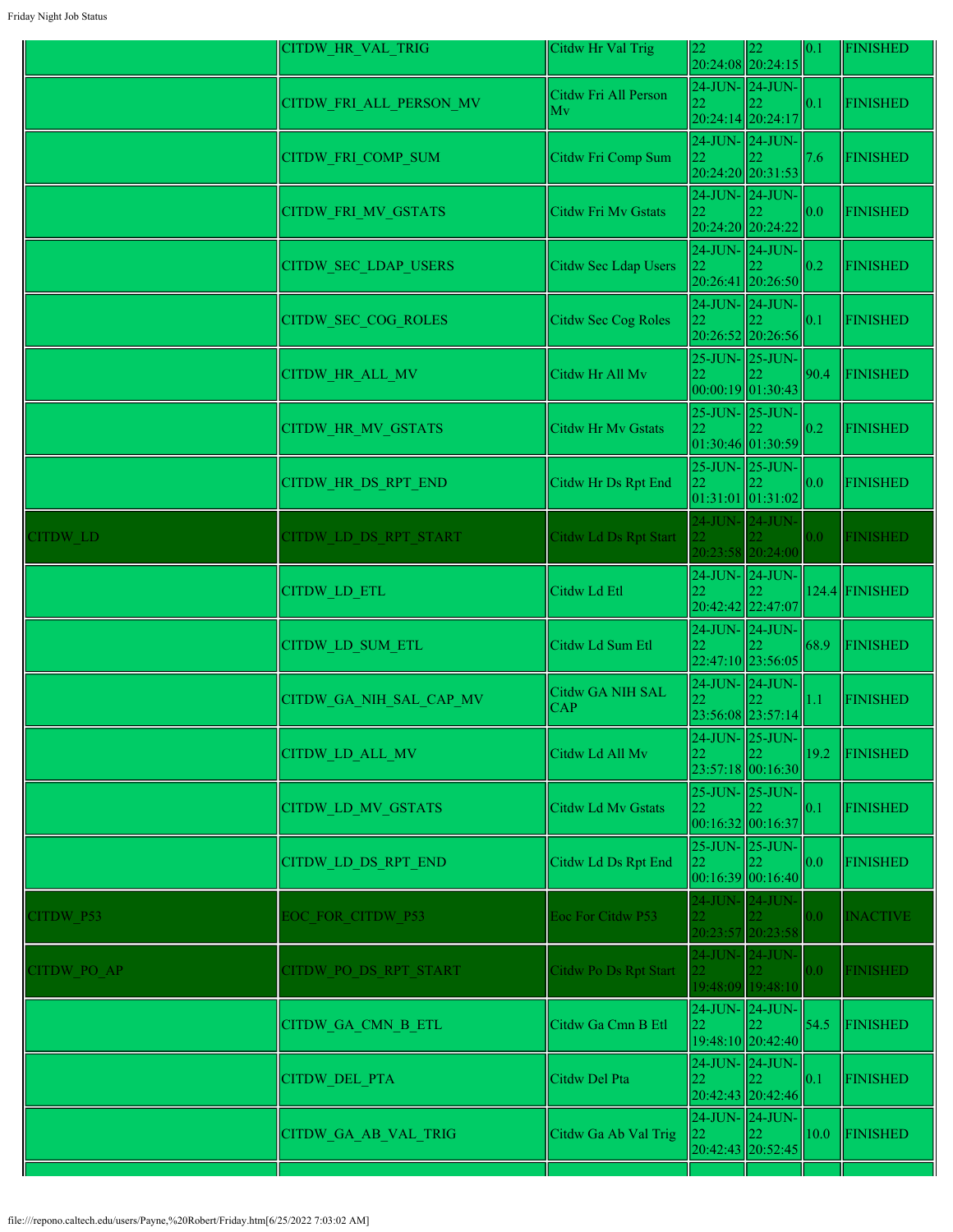| | | | | | | |
|---|---|---|---|---|---|---|
| | CITDW_HR_VAL_TRIG | Citdw Hr Val Trig | 22 20:24:08 | 22 20:24:15 | 0.1 | FINISHED |
| | CITDW_FRI_ALL_PERSON_MV | Citdw Fri All Person Mv | 24-JUN-22 20:24:14 | 24-JUN-22 20:24:17 | 0.1 | FINISHED |
| | CITDW_FRI_COMP_SUM | Citdw Fri Comp Sum | 24-JUN-22 20:24:20 | 24-JUN-22 20:31:53 | 7.6 | FINISHED |
| | CITDW_FRI_MV_GSTATS | Citdw Fri Mv Gstats | 24-JUN-22 20:24:20 | 24-JUN-22 20:24:22 | 0.0 | FINISHED |
| | CITDW_SEC_LDAP_USERS | Citdw Sec Ldap Users | 24-JUN-22 20:26:41 | 24-JUN-22 20:26:50 | 0.2 | FINISHED |
| | CITDW_SEC_COG_ROLES | Citdw Sec Cog Roles | 24-JUN-22 20:26:52 | 24-JUN-22 20:26:56 | 0.1 | FINISHED |
| | CITDW_HR_ALL_MV | Citdw Hr All Mv | 25-JUN-22 00:00:19 | 25-JUN-22 01:30:43 | 90.4 | FINISHED |
| | CITDW_HR_MV_GSTATS | Citdw Hr Mv Gstats | 25-JUN-22 01:30:46 | 25-JUN-22 01:30:59 | 0.2 | FINISHED |
| | CITDW_HR_DS_RPT_END | Citdw Hr Ds Rpt End | 25-JUN-22 01:31:01 | 25-JUN-22 01:31:02 | 0.0 | FINISHED |
| CITDW_LD | CITDW_LD_DS_RPT_START | Citdw Ld Ds Rpt Start | 24-JUN-22 20:23:58 | 24-JUN-22 20:24:00 | 0.0 | FINISHED |
| | CITDW_LD_ETL | Citdw Ld Etl | 24-JUN-22 20:42:42 | 24-JUN-22 22:47:07 | 124.4 | FINISHED |
| | CITDW_LD_SUM_ETL | Citdw Ld Sum Etl | 24-JUN-22 22:47:10 | 24-JUN-22 23:56:05 | 68.9 | FINISHED |
| | CITDW_GA_NIH_SAL_CAP_MV | Citdw GA NIH SAL CAP | 24-JUN-22 23:56:08 | 24-JUN-22 23:57:14 | 1.1 | FINISHED |
| | CITDW_LD_ALL_MV | Citdw Ld All Mv | 24-JUN-22 23:57:18 | 25-JUN-22 00:16:30 | 19.2 | FINISHED |
| | CITDW_LD_MV_GSTATS | Citdw Ld Mv Gstats | 25-JUN-22 00:16:32 | 25-JUN-22 00:16:37 | 0.1 | FINISHED |
| | CITDW_LD_DS_RPT_END | Citdw Ld Ds Rpt End | 25-JUN-22 00:16:39 | 25-JUN-22 00:16:40 | 0.0 | FINISHED |
| CITDW_P53 | EOC_FOR_CITDW_P53 | Eoc For Citdw P53 | 24-JUN-22 20:23:57 | 24-JUN-22 20:23:58 | 0.0 | INACTIVE |
| CITDW_PO_AP | CITDW_PO_DS_RPT_START | Citdw Po Ds Rpt Start | 24-JUN-22 19:48:09 | 24-JUN-22 19:48:10 | 0.0 | FINISHED |
| | CITDW_GA_CMN_B_ETL | Citdw Ga Cmn B Etl | 24-JUN-22 19:48:10 | 24-JUN-22 20:42:40 | 54.5 | FINISHED |
| | CITDW_DEL_PTA | Citdw Del Pta | 24-JUN-22 20:42:43 | 24-JUN-22 20:42:46 | 0.1 | FINISHED |
| | CITDW_GA_AB_VAL_TRIG | Citdw Ga Ab Val Trig | 24-JUN-22 20:42:43 | 24-JUN-22 20:52:45 | 10.0 | FINISHED |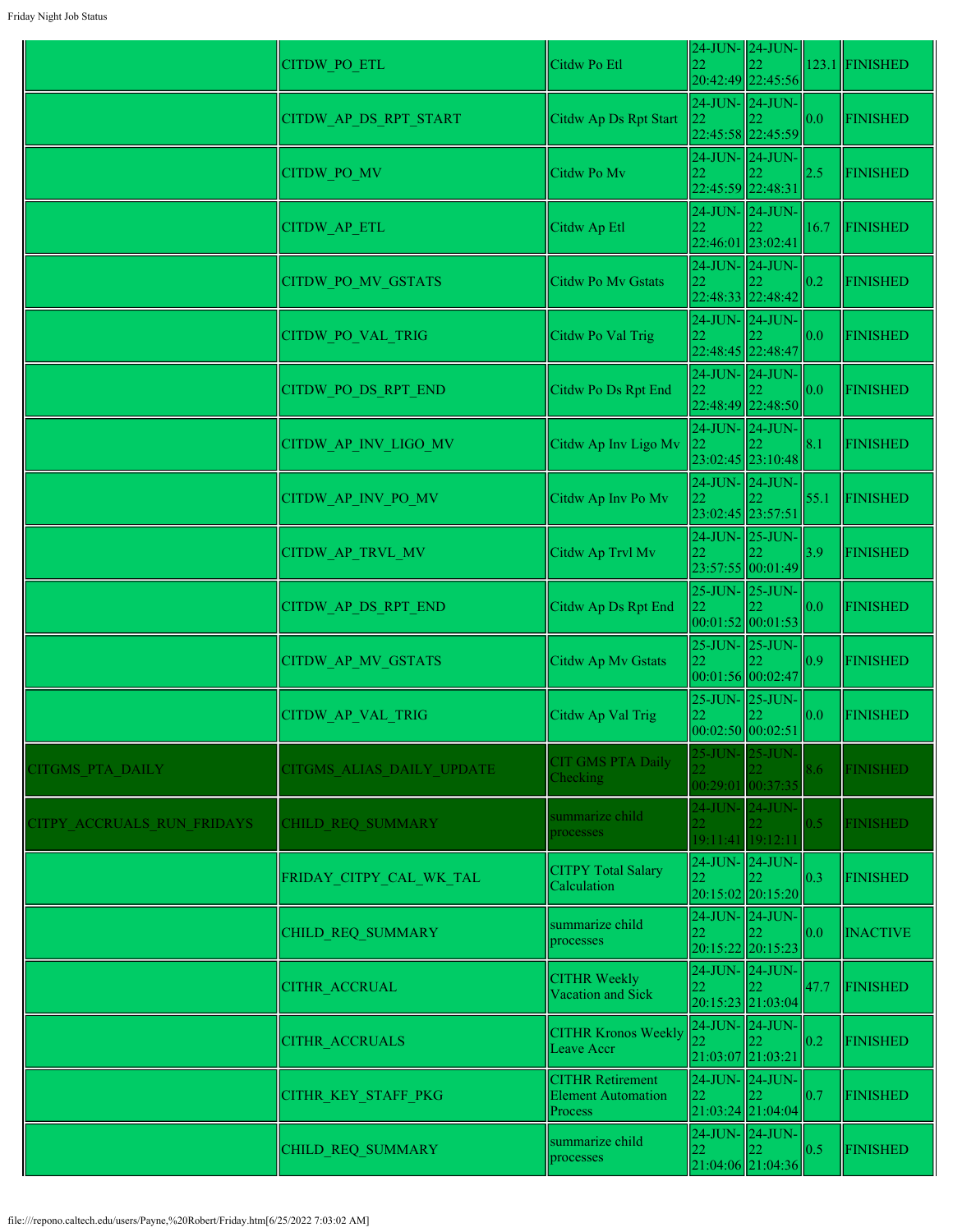| | | | | | | |
|---|---|---|---|---|---|---|
| | CITDW_PO_ETL | Citdw Po Etl | 24-JUN-22 20:42:49 | 24-JUN-22 22:45:56 | 123.1 | FINISHED |
| | CITDW_AP_DS_RPT_START | Citdw Ap Ds Rpt Start | 24-JUN-22 22:45:58 | 24-JUN-22 22:45:59 | 0.0 | FINISHED |
| | CITDW_PO_MV | Citdw Po Mv | 24-JUN-22 22:45:59 | 24-JUN-22 22:48:31 | 2.5 | FINISHED |
| | CITDW_AP_ETL | Citdw Ap Etl | 24-JUN-22 22:46:01 | 24-JUN-22 23:02:41 | 16.7 | FINISHED |
| | CITDW_PO_MV_GSTATS | Citdw Po Mv Gstats | 24-JUN-22 22:48:33 | 24-JUN-22 22:48:42 | 0.2 | FINISHED |
| | CITDW_PO_VAL_TRIG | Citdw Po Val Trig | 24-JUN-22 22:48:45 | 24-JUN-22 22:48:47 | 0.0 | FINISHED |
| | CITDW_PO_DS_RPT_END | Citdw Po Ds Rpt End | 24-JUN-22 22:48:49 | 24-JUN-22 22:48:50 | 0.0 | FINISHED |
| | CITDW_AP_INV_LIGO_MV | Citdw Ap Inv Ligo Mv | 24-JUN-22 23:02:45 | 24-JUN-22 23:10:48 | 8.1 | FINISHED |
| | CITDW_AP_INV_PO_MV | Citdw Ap Inv Po Mv | 24-JUN-22 23:02:45 | 24-JUN-22 23:57:51 | 55.1 | FINISHED |
| | CITDW_AP_TRVL_MV | Citdw Ap Trvl Mv | 24-JUN-22 23:57:55 | 25-JUN-22 00:01:49 | 3.9 | FINISHED |
| | CITDW_AP_DS_RPT_END | Citdw Ap Ds Rpt End | 25-JUN-22 00:01:52 | 25-JUN-22 00:01:53 | 0.0 | FINISHED |
| | CITDW_AP_MV_GSTATS | Citdw Ap Mv Gstats | 25-JUN-22 00:01:56 | 25-JUN-22 00:02:47 | 0.9 | FINISHED |
| | CITDW_AP_VAL_TRIG | Citdw Ap Val Trig | 25-JUN-22 00:02:50 | 25-JUN-22 00:02:51 | 0.0 | FINISHED |
| CITGMS_PTA_DAILY | CITGMS_ALIAS_DAILY_UPDATE | CIT GMS PTA Daily Checking | 25-JUN-22 00:29:01 | 25-JUN-22 00:37:35 | 8.6 | FINISHED |
| CITPY_ACCRUALS_RUN_FRIDAYS | CHILD_REQ_SUMMARY | summarize child processes | 24-JUN-22 19:11:41 | 24-JUN-22 19:12:11 | 0.5 | FINISHED |
| | FRIDAY_CITPY_CAL_WK_TAL | CITPY Total Salary Calculation | 24-JUN-22 20:15:02 | 24-JUN-22 20:15:20 | 0.3 | FINISHED |
| | CHILD_REQ_SUMMARY | summarize child processes | 24-JUN-22 20:15:22 | 24-JUN-22 20:15:23 | 0.0 | INACTIVE |
| | CITHR_ACCRUAL | CITHR Weekly Vacation and Sick | 24-JUN-22 20:15:23 | 24-JUN-22 21:03:04 | 47.7 | FINISHED |
| | CITHR_ACCRUALS | CITHR Kronos Weekly Leave Accr | 24-JUN-22 21:03:07 | 24-JUN-22 21:03:21 | 0.2 | FINISHED |
| | CITHR_KEY_STAFF_PKG | CITHR Retirement Element Automation Process | 24-JUN-22 21:03:24 | 24-JUN-22 21:04:04 | 0.7 | FINISHED |
| | CHILD_REQ_SUMMARY | summarize child processes | 24-JUN-22 21:04:06 | 24-JUN-22 21:04:36 | 0.5 | FINISHED |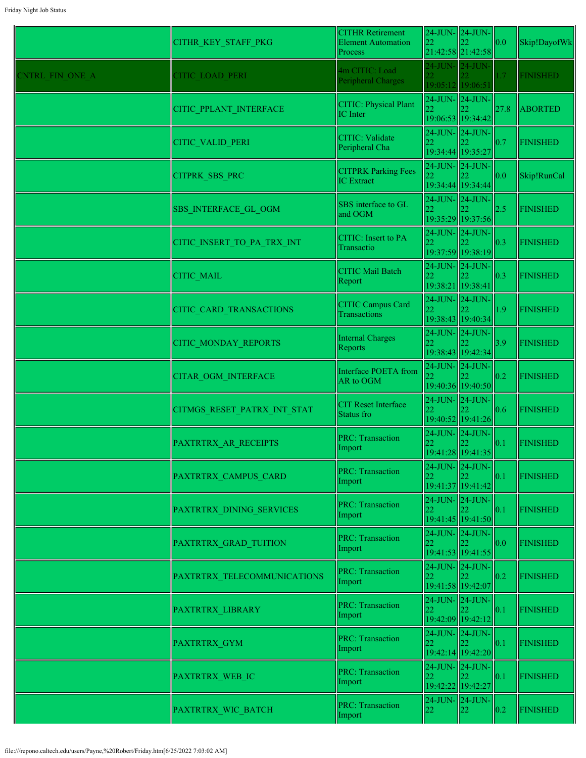| | | | | | | |
|---|---|---|---|---|---|---|
| | CITHR_KEY_STAFF_PKG | CITHR Retirement Element Automation Process | 24-JUN-22 21:42:58 | 24-JUN-22 21:42:58 | 0.0 | Skip!DayofWk |
| CNTRL_FIN_ONE_A | CITIC_LOAD_PERI | 4m CITIC: Load Peripheral Charges | 24-JUN-22 19:05:12 | 24-JUN-22 19:06:51 | 1.7 | FINISHED |
| | CITIC_PPLANT_INTERFACE | CITIC: Physical Plant IC Inter | 24-JUN-22 19:06:53 | 24-JUN-22 19:34:42 | 27.8 | ABORTED |
| | CITIC_VALID_PERI | CITIC: Validate Peripheral Cha | 24-JUN-22 19:34:44 | 24-JUN-22 19:35:27 | 0.7 | FINISHED |
| | CITPRK_SBS_PRC | CITPRK Parking Fees IC Extract | 24-JUN-22 19:34:44 | 24-JUN-22 19:34:44 | 0.0 | Skip!RunCal |
| | SBS_INTERFACE_GL_OGM | SBS interface to GL and OGM | 24-JUN-22 19:35:29 | 24-JUN-22 19:37:56 | 2.5 | FINISHED |
| | CITIC_INSERT_TO_PA_TRX_INT | CITIC: Insert to PA Transactio | 24-JUN-22 19:37:59 | 24-JUN-22 19:38:19 | 0.3 | FINISHED |
| | CITIC_MAIL | CITIC Mail Batch Report | 24-JUN-22 19:38:21 | 24-JUN-22 19:38:41 | 0.3 | FINISHED |
| | CITIC_CARD_TRANSACTIONS | CITIC Campus Card Transactions | 24-JUN-22 19:38:43 | 24-JUN-22 19:40:34 | 1.9 | FINISHED |
| | CITIC_MONDAY_REPORTS | Internal Charges Reports | 24-JUN-22 19:38:43 | 24-JUN-22 19:42:34 | 3.9 | FINISHED |
| | CITAR_OGM_INTERFACE | Interface POETA from AR to OGM | 24-JUN-22 19:40:36 | 24-JUN-22 19:40:50 | 0.2 | FINISHED |
| | CITMGS_RESET_PATRX_INT_STAT | CIT Reset Interface Status fro | 24-JUN-22 19:40:52 | 24-JUN-22 19:41:26 | 0.6 | FINISHED |
| | PAXTRTRX_AR_RECEIPTS | PRC: Transaction Import | 24-JUN-22 19:41:28 | 24-JUN-22 19:41:35 | 0.1 | FINISHED |
| | PAXTRTRX_CAMPUS_CARD | PRC: Transaction Import | 24-JUN-22 19:41:37 | 24-JUN-22 19:41:42 | 0.1 | FINISHED |
| | PAXTRTRX_DINING_SERVICES | PRC: Transaction Import | 24-JUN-22 19:41:45 | 24-JUN-22 19:41:50 | 0.1 | FINISHED |
| | PAXTRTRX_GRAD_TUITION | PRC: Transaction Import | 24-JUN-22 19:41:53 | 24-JUN-22 19:41:55 | 0.0 | FINISHED |
| | PAXTRTRX_TELECOMMUNICATIONS | PRC: Transaction Import | 24-JUN-22 19:41:58 | 24-JUN-22 19:42:07 | 0.2 | FINISHED |
| | PAXTRTRX_LIBRARY | PRC: Transaction Import | 24-JUN-22 19:42:09 | 24-JUN-22 19:42:12 | 0.1 | FINISHED |
| | PAXTRTRX_GYM | PRC: Transaction Import | 24-JUN-22 19:42:14 | 24-JUN-22 19:42:20 | 0.1 | FINISHED |
| | PAXTRTRX_WEB_IC | PRC: Transaction Import | 24-JUN-22 19:42:22 | 24-JUN-22 19:42:27 | 0.1 | FINISHED |
| | PAXTRTRX_WIC_BATCH | PRC: Transaction Import | 24-JUN-22 | 24-JUN-22 | 0.2 | FINISHED |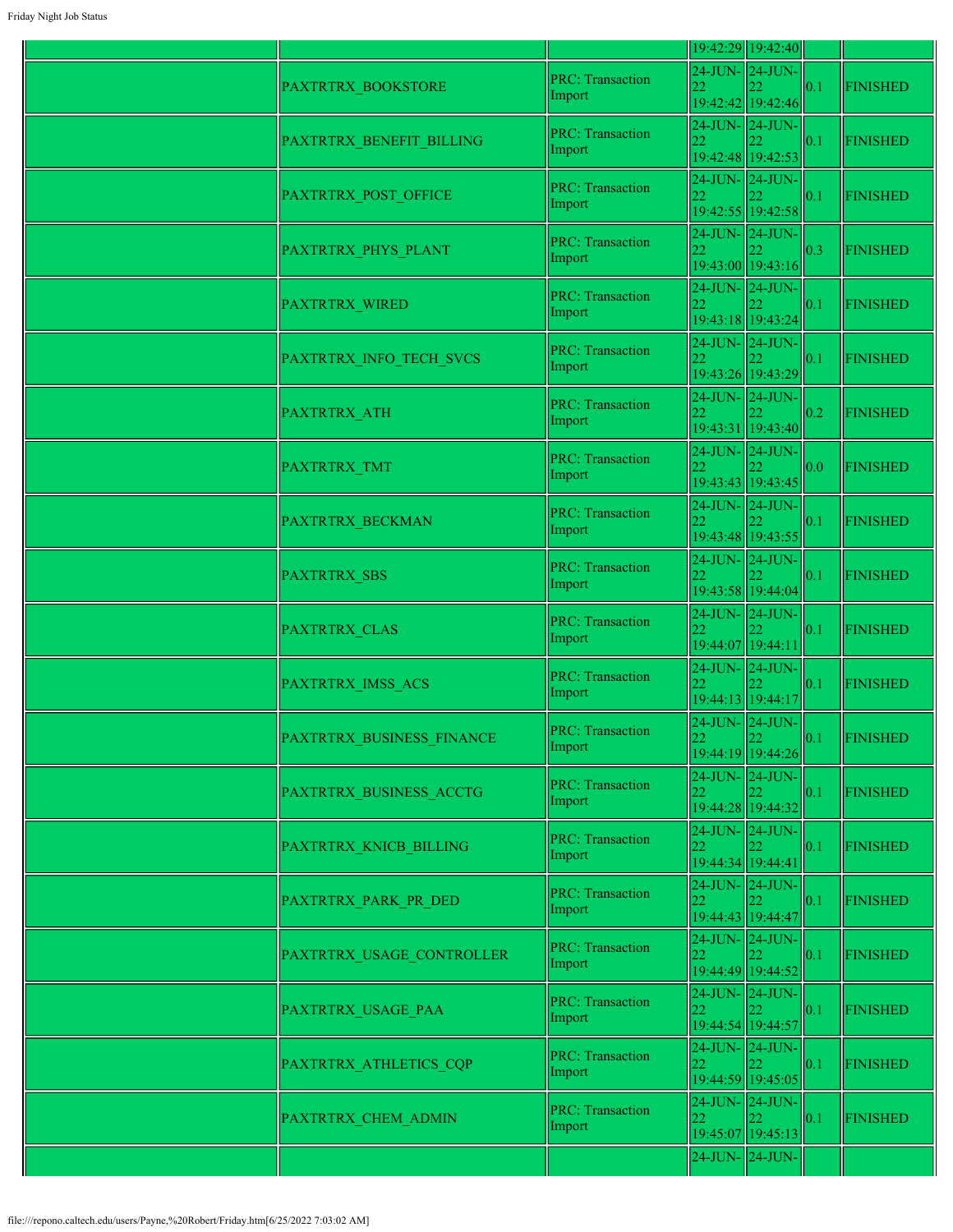| | | | | | | |
|---|---|---|---|---|---|---|
| | | | 19:42:29 | 19:42:40 | | |
| | PAXTRTRX_BOOKSTORE | PRC: Transaction Import | 24-JUN-22 19:42:42 | 24-JUN-22 19:42:46 | 0.1 | FINISHED |
| | PAXTRTRX_BENEFIT_BILLING | PRC: Transaction Import | 24-JUN-22 19:42:48 | 24-JUN-22 19:42:53 | 0.1 | FINISHED |
| | PAXTRTRX_POST_OFFICE | PRC: Transaction Import | 24-JUN-22 19:42:55 | 24-JUN-22 19:42:58 | 0.1 | FINISHED |
| | PAXTRTRX_PHYS_PLANT | PRC: Transaction Import | 24-JUN-22 19:43:00 | 24-JUN-22 19:43:16 | 0.3 | FINISHED |
| | PAXTRTRX_WIRED | PRC: Transaction Import | 24-JUN-22 19:43:18 | 24-JUN-22 19:43:24 | 0.1 | FINISHED |
| | PAXTRTRX_INFO_TECH_SVCS | PRC: Transaction Import | 24-JUN-22 19:43:26 | 24-JUN-22 19:43:29 | 0.1 | FINISHED |
| | PAXTRTRX_ATH | PRC: Transaction Import | 24-JUN-22 19:43:31 | 24-JUN-22 19:43:40 | 0.2 | FINISHED |
| | PAXTRTRX_TMT | PRC: Transaction Import | 24-JUN-22 19:43:43 | 24-JUN-22 19:43:45 | 0.0 | FINISHED |
| | PAXTRTRX_BECKMAN | PRC: Transaction Import | 24-JUN-22 19:43:48 | 24-JUN-22 19:43:55 | 0.1 | FINISHED |
| | PAXTRTRX_SBS | PRC: Transaction Import | 24-JUN-22 19:43:58 | 24-JUN-22 19:44:04 | 0.1 | FINISHED |
| | PAXTRTRX_CLAS | PRC: Transaction Import | 24-JUN-22 19:44:07 | 24-JUN-22 19:44:11 | 0.1 | FINISHED |
| | PAXTRTRX_IMSS_ACS | PRC: Transaction Import | 24-JUN-22 19:44:13 | 24-JUN-22 19:44:17 | 0.1 | FINISHED |
| | PAXTRTRX_BUSINESS_FINANCE | PRC: Transaction Import | 24-JUN-22 19:44:19 | 24-JUN-22 19:44:26 | 0.1 | FINISHED |
| | PAXTRTRX_BUSINESS_ACCTG | PRC: Transaction Import | 24-JUN-22 19:44:28 | 24-JUN-22 19:44:32 | 0.1 | FINISHED |
| | PAXTRTRX_KNICB_BILLING | PRC: Transaction Import | 24-JUN-22 19:44:34 | 24-JUN-22 19:44:41 | 0.1 | FINISHED |
| | PAXTRTRX_PARK_PR_DED | PRC: Transaction Import | 24-JUN-22 19:44:43 | 24-JUN-22 19:44:47 | 0.1 | FINISHED |
| | PAXTRTRX_USAGE_CONTROLLER | PRC: Transaction Import | 24-JUN-22 19:44:49 | 24-JUN-22 19:44:52 | 0.1 | FINISHED |
| | PAXTRTRX_USAGE_PAA | PRC: Transaction Import | 24-JUN-22 19:44:54 | 24-JUN-22 19:44:57 | 0.1 | FINISHED |
| | PAXTRTRX_ATHLETICS_CQP | PRC: Transaction Import | 24-JUN-22 19:44:59 | 24-JUN-22 19:45:05 | 0.1 | FINISHED |
| | PAXTRTRX_CHEM_ADMIN | PRC: Transaction Import | 24-JUN-22 19:45:07 | 24-JUN-22 19:45:13 | 0.1 | FINISHED |
| | | | 24-JUN- | 24-JUN- | | |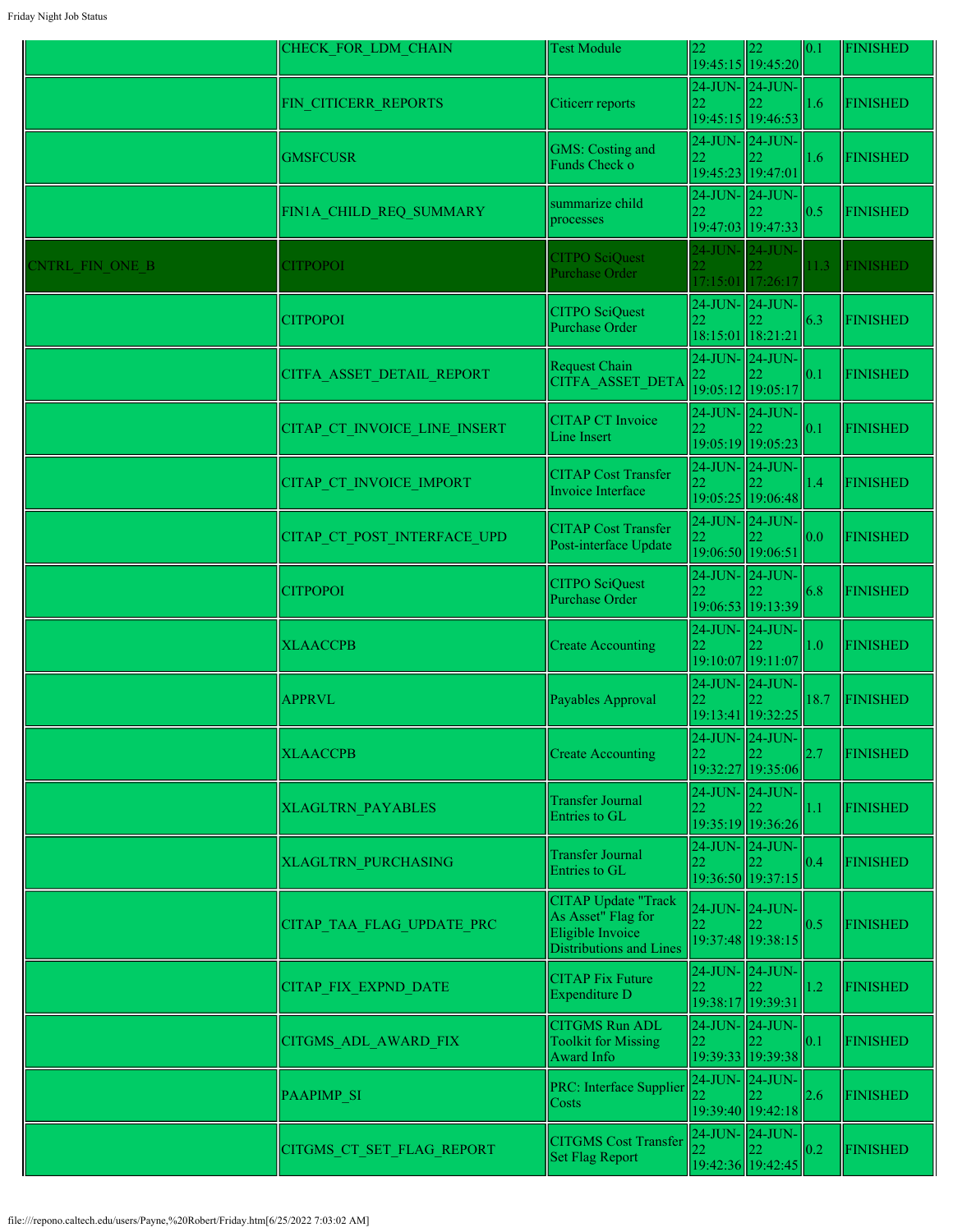| | | | | | | |
|---|---|---|---|---|---|---|
| | CHECK_FOR_LDM_CHAIN | Test Module | 22 19:45:15 | 22 19:45:20 | 0.1 | FINISHED |
| | FIN_CITICERR_REPORTS | Citicerr reports | 24-JUN-22 19:45:15 | 24-JUN-22 19:46:53 | 1.6 | FINISHED |
| | GMSFCUSR | GMS: Costing and Funds Check o | 24-JUN-22 19:45:23 | 24-JUN-22 19:47:01 | 1.6 | FINISHED |
| | FIN1A_CHILD_REQ_SUMMARY | summarize child processes | 24-JUN-22 19:47:03 | 24-JUN-22 19:47:33 | 0.5 | FINISHED |
| CNTRL_FIN_ONE_B | CITPOPOI | CITPO SciQuest Purchase Order | 24-JUN-22 17:15:01 | 24-JUN-22 17:26:17 | 11.3 | FINISHED |
| | CITPOPOI | CITPO SciQuest Purchase Order | 24-JUN-22 18:15:01 | 24-JUN-22 18:21:21 | 6.3 | FINISHED |
| | CITFA_ASSET_DETAIL_REPORT | Request Chain CITFA_ASSET_DETA | 24-JUN-22 19:05:12 | 24-JUN-22 19:05:17 | 0.1 | FINISHED |
| | CITAP_CT_INVOICE_LINE_INSERT | CITAP CT Invoice Line Insert | 24-JUN-22 19:05:19 | 24-JUN-22 19:05:23 | 0.1 | FINISHED |
| | CITAP_CT_INVOICE_IMPORT | CITAP Cost Transfer Invoice Interface | 24-JUN-22 19:05:25 | 24-JUN-22 19:06:48 | 1.4 | FINISHED |
| | CITAP_CT_POST_INTERFACE_UPD | CITAP Cost Transfer Post-interface Update | 24-JUN-22 19:06:50 | 24-JUN-22 19:06:51 | 0.0 | FINISHED |
| | CITPOPOI | CITPO SciQuest Purchase Order | 24-JUN-22 19:06:53 | 24-JUN-22 19:13:39 | 6.8 | FINISHED |
| | XLAACCPB | Create Accounting | 24-JUN-22 19:10:07 | 24-JUN-22 19:11:07 | 1.0 | FINISHED |
| | APPRVL | Payables Approval | 24-JUN-22 19:13:41 | 24-JUN-22 19:32:25 | 18.7 | FINISHED |
| | XLAACCPB | Create Accounting | 24-JUN-22 19:32:27 | 24-JUN-22 19:35:06 | 2.7 | FINISHED |
| | XLAGLTRN_PAYABLES | Transfer Journal Entries to GL | 24-JUN-22 19:35:19 | 24-JUN-22 19:36:26 | 1.1 | FINISHED |
| | XLAGLTRN_PURCHASING | Transfer Journal Entries to GL | 24-JUN-22 19:36:50 | 24-JUN-22 19:37:15 | 0.4 | FINISHED |
| | CITAP_TAA_FLAG_UPDATE_PRC | CITAP Update "Track As Asset" Flag for Eligible Invoice Distributions and Lines | 24-JUN-22 19:37:48 | 24-JUN-22 19:38:15 | 0.5 | FINISHED |
| | CITAP_FIX_EXPND_DATE | CITAP Fix Future Expenditure D | 24-JUN-22 19:38:17 | 24-JUN-22 19:39:31 | 1.2 | FINISHED |
| | CITGMS_ADL_AWARD_FIX | CITGMS Run ADL Toolkit for Missing Award Info | 24-JUN-22 19:39:33 | 24-JUN-22 19:39:38 | 0.1 | FINISHED |
| | PAAPIMP_SI | PRC: Interface Supplier Costs | 24-JUN-22 19:39:40 | 24-JUN-22 19:42:18 | 2.6 | FINISHED |
| | CITGMS_CT_SET_FLAG_REPORT | CITGMS Cost Transfer Set Flag Report | 24-JUN-22 19:42:36 | 24-JUN-22 19:42:45 | 0.2 | FINISHED |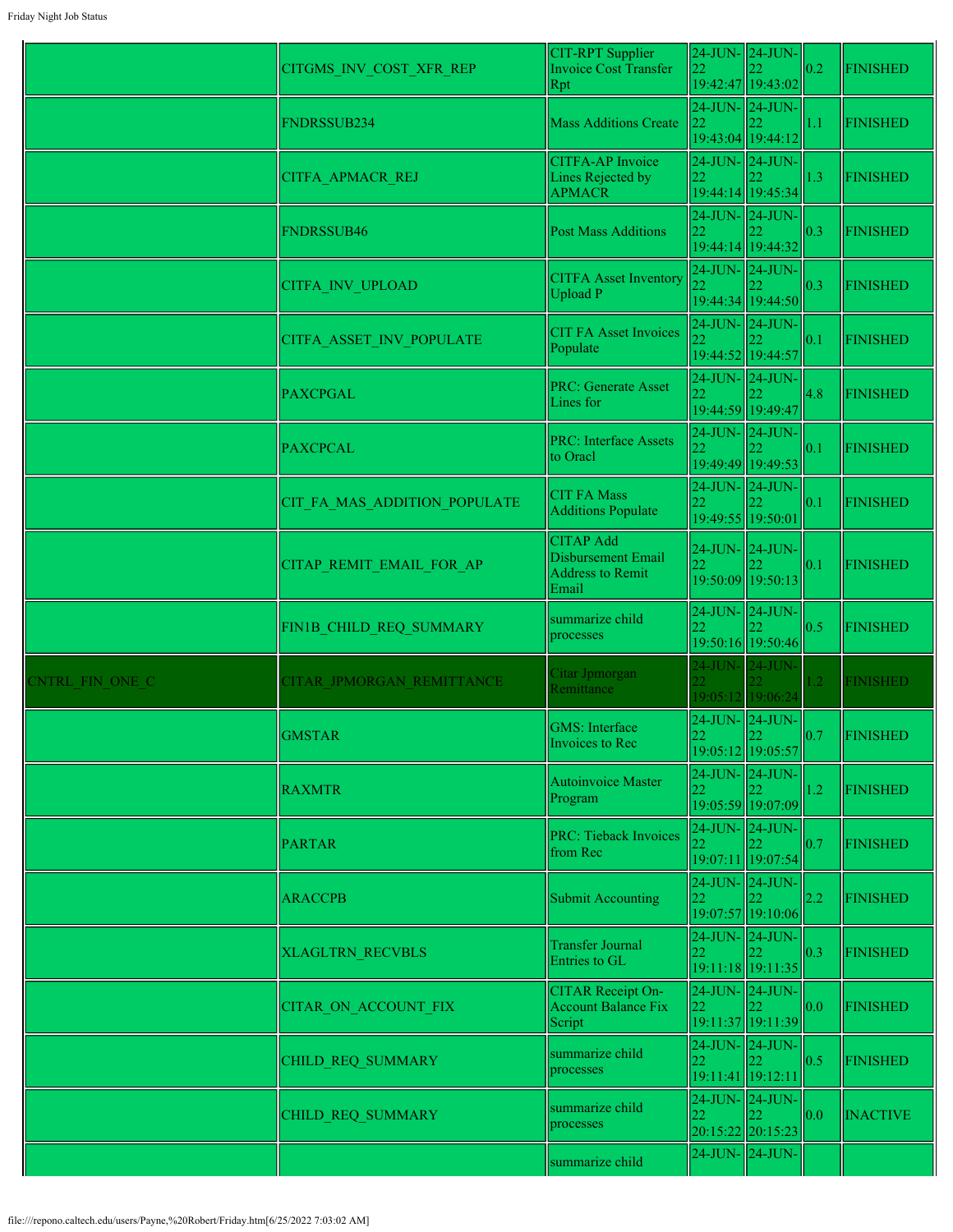| | | | | | | |
|---|---|---|---|---|---|---|
| | CITGMS_INV_COST_XFR_REP | CIT-RPT Supplier Invoice Cost Transfer Rpt | 24-JUN-22 19:42:47 | 24-JUN-22 19:43:02 | 0.2 | FINISHED |
| | FNDRSSUB234 | Mass Additions Create | 24-JUN-22 19:43:04 | 24-JUN-22 19:44:12 | 1.1 | FINISHED |
| | CITFA_APMACR_REJ | CITFA-AP Invoice Lines Rejected by APMACR | 24-JUN-22 19:44:14 | 24-JUN-22 19:45:34 | 1.3 | FINISHED |
| | FNDRSSUB46 | Post Mass Additions | 24-JUN-22 19:44:14 | 24-JUN-22 19:44:32 | 0.3 | FINISHED |
| | CITFA_INV_UPLOAD | CITFA Asset Inventory Upload P | 24-JUN-22 19:44:34 | 24-JUN-22 19:44:50 | 0.3 | FINISHED |
| | CITFA_ASSET_INV_POPULATE | CIT FA Asset Invoices Populate | 24-JUN-22 19:44:52 | 24-JUN-22 19:44:57 | 0.1 | FINISHED |
| | PAXCPGAL | PRC: Generate Asset Lines for | 24-JUN-22 19:44:59 | 24-JUN-22 19:49:47 | 4.8 | FINISHED |
| | PAXCPCAL | PRC: Interface Assets to Oracl | 24-JUN-22 19:49:49 | 24-JUN-22 19:49:53 | 0.1 | FINISHED |
| | CIT_FA_MAS_ADDITION_POPULATE | CIT FA Mass Additions Populate | 24-JUN-22 19:49:55 | 24-JUN-22 19:50:01 | 0.1 | FINISHED |
| | CITAP_REMIT_EMAIL_FOR_AP | CITAP Add Disbursement Email Address to Remit Email | 24-JUN-22 19:50:09 | 24-JUN-22 19:50:13 | 0.1 | FINISHED |
| | FIN1B_CHILD_REQ_SUMMARY | summarize child processes | 24-JUN-22 19:50:16 | 24-JUN-22 19:50:46 | 0.5 | FINISHED |
| CNTRL_FIN_ONE_C | CITAR_JPMORGAN_REMITTANCE | Citar Jpmorgan Remittance | 24-JUN-22 19:05:12 | 24-JUN-22 19:06:24 | 1.2 | FINISHED |
| | GMSTAR | GMS: Interface Invoices to Rec | 24-JUN-22 19:05:12 | 24-JUN-22 19:05:57 | 0.7 | FINISHED |
| | RAXMTR | Autoinvoice Master Program | 24-JUN-22 19:05:59 | 24-JUN-22 19:07:09 | 1.2 | FINISHED |
| | PARTAR | PRC: Tieback Invoices from Rec | 24-JUN-22 19:07:11 | 24-JUN-22 19:07:54 | 0.7 | FINISHED |
| | ARACCPB | Submit Accounting | 24-JUN-22 19:07:57 | 24-JUN-22 19:10:06 | 2.2 | FINISHED |
| | XLAGLTRN_RECVBLS | Transfer Journal Entries to GL | 24-JUN-22 19:11:18 | 24-JUN-22 19:11:35 | 0.3 | FINISHED |
| | CITAR_ON_ACCOUNT_FIX | CITAR Receipt On-Account Balance Fix Script | 24-JUN-22 19:11:37 | 24-JUN-22 19:11:39 | 0.0 | FINISHED |
| | CHILD_REQ_SUMMARY | summarize child processes | 24-JUN-22 19:11:41 | 24-JUN-22 19:12:11 | 0.5 | FINISHED |
| | CHILD_REQ_SUMMARY | summarize child processes | 24-JUN-22 20:15:22 | 24-JUN-22 20:15:23 | 0.0 | INACTIVE |
| | | summarize child | 24-JUN- | 24-JUN- | | |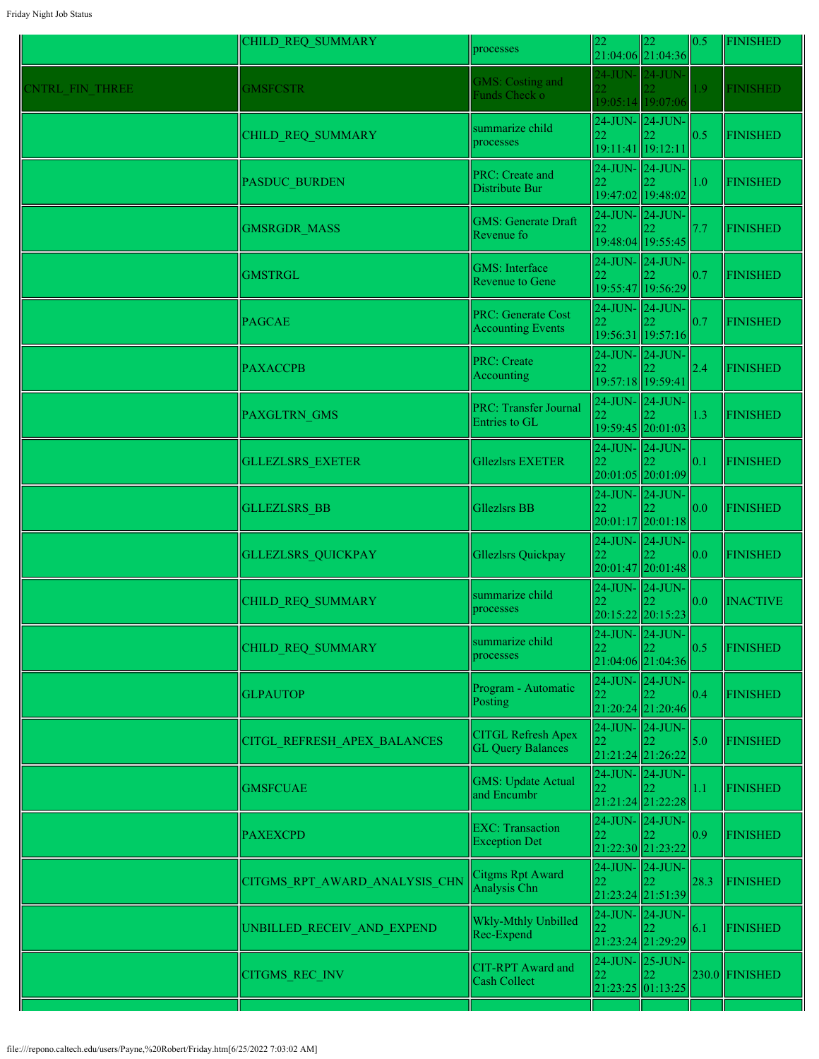| | | | | | | |
|---|---|---|---|---|---|---|
| | CHILD_REQ_SUMMARY | processes | 22 21:04:06 | 22 21:04:36 | 0.5 | FINISHED |
| CNTRL_FIN_THREE | GMSFCSTR | GMS: Costing and Funds Check o | 24-JUN-22 19:05:14 | 24-JUN-22 19:07:06 | 1.9 | FINISHED |
| | CHILD_REQ_SUMMARY | summarize child processes | 24-JUN-22 19:11:41 | 24-JUN-22 19:12:11 | 0.5 | FINISHED |
| | PASDUC_BURDEN | PRC: Create and Distribute Bur | 24-JUN-22 19:47:02 | 24-JUN-22 19:48:02 | 1.0 | FINISHED |
| | GMSRGDR_MASS | GMS: Generate Draft Revenue fo | 24-JUN-22 19:48:04 | 24-JUN-22 19:55:45 | 7.7 | FINISHED |
| | GMSTRGL | GMS: Interface Revenue to Gene | 24-JUN-22 19:55:47 | 24-JUN-22 19:56:29 | 0.7 | FINISHED |
| | PAGCAE | PRC: Generate Cost Accounting Events | 24-JUN-22 19:56:31 | 24-JUN-22 19:57:16 | 0.7 | FINISHED |
| | PAXACCPB | PRC: Create Accounting | 24-JUN-22 19:57:18 | 24-JUN-22 19:59:41 | 2.4 | FINISHED |
| | PAXGLTRN_GMS | PRC: Transfer Journal Entries to GL | 24-JUN-22 19:59:45 | 24-JUN-22 20:01:03 | 1.3 | FINISHED |
| | GLLEZLSRS_EXETER | Gllezlsrs EXETER | 24-JUN-22 20:01:05 | 24-JUN-22 20:01:09 | 0.1 | FINISHED |
| | GLLEZLSRS_BB | Gllezlsrs BB | 24-JUN-22 20:01:17 | 24-JUN-22 20:01:18 | 0.0 | FINISHED |
| | GLLEZLSRS_QUICKPAY | Gllezlsrs Quickpay | 24-JUN-22 20:01:47 | 24-JUN-22 20:01:48 | 0.0 | FINISHED |
| | CHILD_REQ_SUMMARY | summarize child processes | 24-JUN-22 20:15:22 | 24-JUN-22 20:15:23 | 0.0 | INACTIVE |
| | CHILD_REQ_SUMMARY | summarize child processes | 24-JUN-22 21:04:06 | 24-JUN-22 21:04:36 | 0.5 | FINISHED |
| | GLPAUTOP | Program - Automatic Posting | 24-JUN-22 21:20:24 | 24-JUN-22 21:20:46 | 0.4 | FINISHED |
| | CITGL_REFRESH_APEX_BALANCES | CITGL Refresh Apex GL Query Balances | 24-JUN-22 21:21:24 | 24-JUN-22 21:26:22 | 5.0 | FINISHED |
| | GMSFCUAE | GMS: Update Actual and Encumbr | 24-JUN-22 21:21:24 | 24-JUN-22 21:22:28 | 1.1 | FINISHED |
| | PAXEXCPD | EXC: Transaction Exception Det | 24-JUN-22 21:22:30 | 24-JUN-22 21:23:22 | 0.9 | FINISHED |
| | CITGMS_RPT_AWARD_ANALYSIS_CHN | Citgms Rpt Award Analysis Chn | 24-JUN-22 21:23:24 | 24-JUN-22 21:51:39 | 28.3 | FINISHED |
| | UNBILLED_RECEIV_AND_EXPEND | Wkly-Mthly Unbilled Rec-Expend | 24-JUN-22 21:23:24 | 24-JUN-22 21:29:29 | 6.1 | FINISHED |
| | CITGMS_REC_INV | CIT-RPT Award and Cash Collect | 24-JUN-22 21:23:25 | 25-JUN-22 01:13:25 | 230.0 | FINISHED |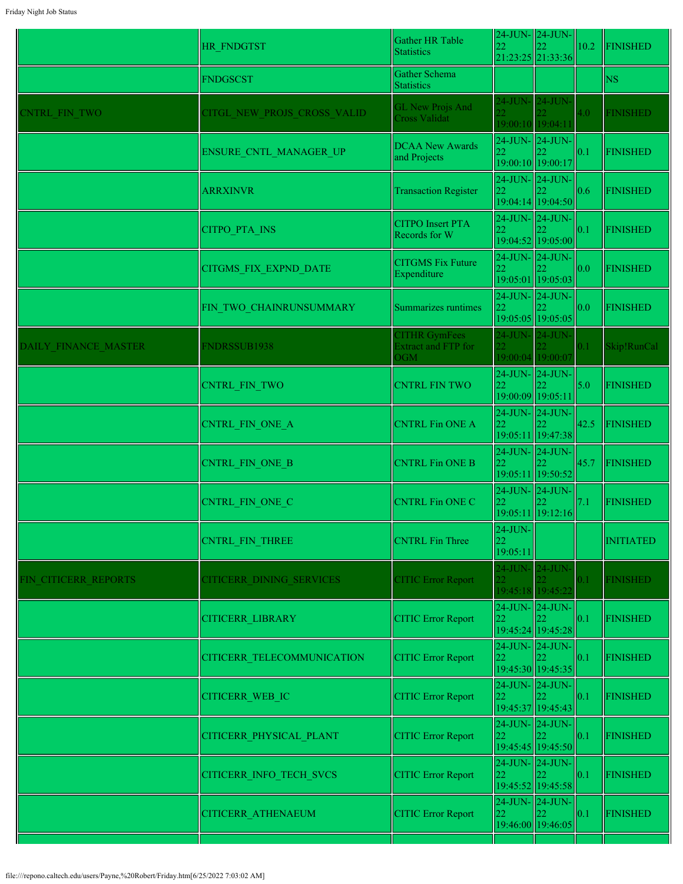| | | | | | | |
|---|---|---|---|---|---|---|
| | HR_FNDGTST | Gather HR Table Statistics | 24-JUN-22 21:23:25 | 24-JUN-22 21:33:36 | 10.2 | FINISHED |
| | FNDGSCST | Gather Schema Statistics | | | | NS |
| CNTRL_FIN_TWO | CITGL_NEW_PROJS_CROSS_VALID | GL New Projs And Cross Validat | 24-JUN-22 19:00:10 | 24-JUN-22 19:04:11 | 4.0 | FINISHED |
| | ENSURE_CNTL_MANAGER_UP | DCAA New Awards and Projects | 24-JUN-22 19:00:10 | 24-JUN-22 19:00:17 | 0.1 | FINISHED |
| | ARRXINVR | Transaction Register | 24-JUN-22 19:04:14 | 24-JUN-22 19:04:50 | 0.6 | FINISHED |
| | CITPO_PTA_INS | CITPO Insert PTA Records for W | 24-JUN-22 19:04:52 | 24-JUN-22 19:05:00 | 0.1 | FINISHED |
| | CITGMS_FIX_EXPND_DATE | CITGMS Fix Future Expenditure | 24-JUN-22 19:05:01 | 24-JUN-22 19:05:03 | 0.0 | FINISHED |
| | FIN_TWO_CHAINRUNSUMMARY | Summarizes runtimes | 24-JUN-22 19:05:05 | 24-JUN-22 19:05:05 | 0.0 | FINISHED |
| DAILY_FINANCE_MASTER | FNDRSSUB1938 | CITHR GymFees Extract and FTP for OGM | 24-JUN-22 19:00:04 | 24-JUN-22 19:00:07 | 0.1 | Skip!RunCal |
| | CNTRL_FIN_TWO | CNTRL FIN TWO | 24-JUN-22 19:00:09 | 24-JUN-22 19:05:11 | 5.0 | FINISHED |
| | CNTRL_FIN_ONE_A | CNTRL Fin ONE A | 24-JUN-22 19:05:11 | 24-JUN-22 19:47:38 | 42.5 | FINISHED |
| | CNTRL_FIN_ONE_B | CNTRL Fin ONE B | 24-JUN-22 19:05:11 | 24-JUN-22 19:50:52 | 45.7 | FINISHED |
| | CNTRL_FIN_ONE_C | CNTRL Fin ONE C | 24-JUN-22 19:05:11 | 24-JUN-22 19:12:16 | 7.1 | FINISHED |
| | CNTRL_FIN_THREE | CNTRL Fin Three | 24-JUN-22 19:05:11 | | | INITIATED |
| FIN_CITICERR_REPORTS | CITICERR_DINING_SERVICES | CITIC Error Report | 24-JUN-22 19:45:18 | 24-JUN-22 19:45:22 | 0.1 | FINISHED |
| | CITICERR_LIBRARY | CITIC Error Report | 24-JUN-22 19:45:24 | 24-JUN-22 19:45:28 | 0.1 | FINISHED |
| | CITICERR_TELECOMMUNICATION | CITIC Error Report | 24-JUN-22 19:45:30 | 24-JUN-22 19:45:35 | 0.1 | FINISHED |
| | CITICERR_WEB_IC | CITIC Error Report | 24-JUN-22 19:45:37 | 24-JUN-22 19:45:43 | 0.1 | FINISHED |
| | CITICERR_PHYSICAL_PLANT | CITIC Error Report | 24-JUN-22 19:45:45 | 24-JUN-22 19:45:50 | 0.1 | FINISHED |
| | CITICERR_INFO_TECH_SVCS | CITIC Error Report | 24-JUN-22 19:45:52 | 24-JUN-22 19:45:58 | 0.1 | FINISHED |
| | CITICERR_ATHENAEUM | CITIC Error Report | 24-JUN-22 19:46:00 | 24-JUN-22 19:46:05 | 0.1 | FINISHED |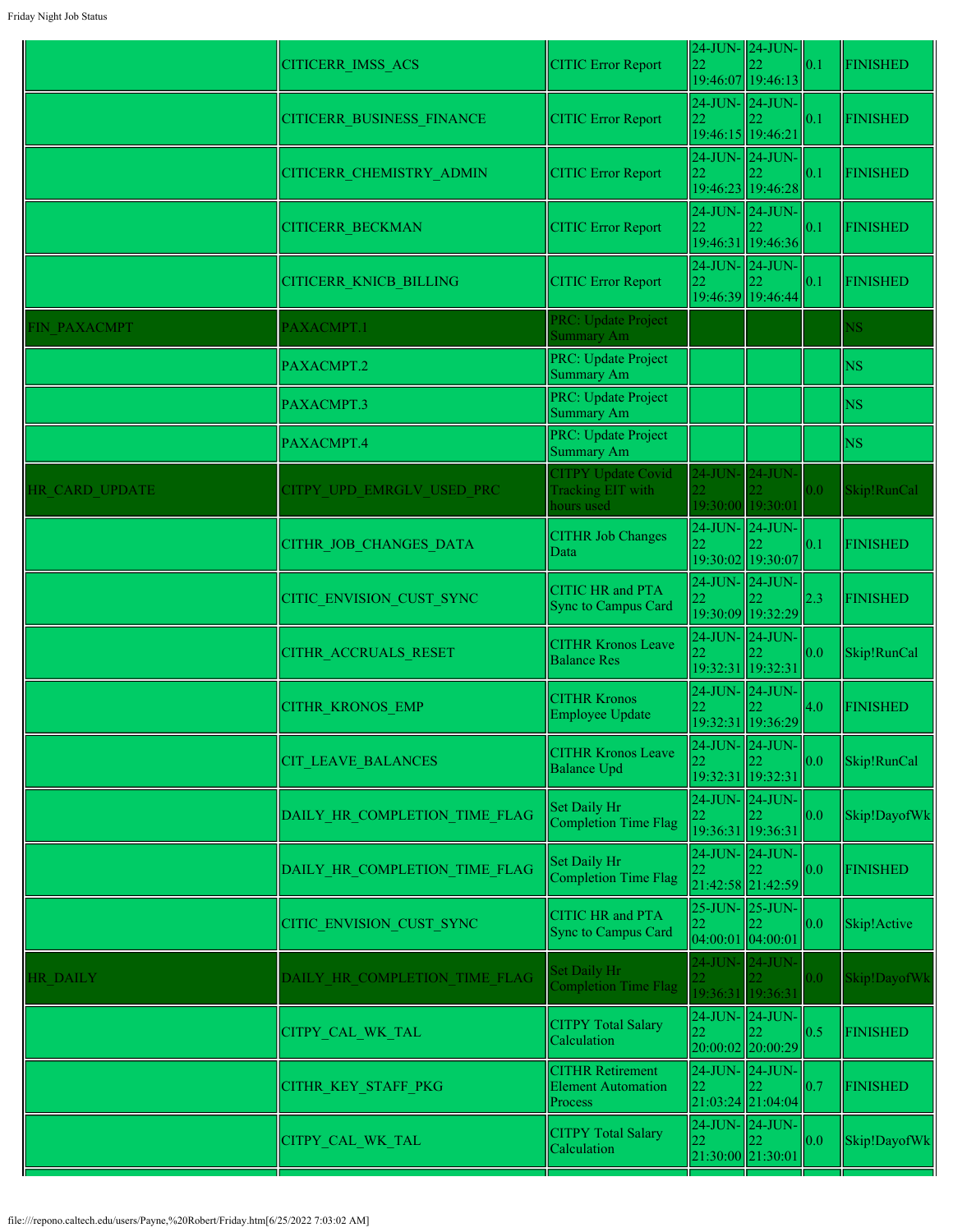| | | | | | | |
|---|---|---|---|---|---|---|
| | CITICERR_IMSS_ACS | CITIC Error Report | 24-JUN-22 19:46:07 | 24-JUN-22 19:46:13 | 0.1 | FINISHED |
| | CITICERR_BUSINESS_FINANCE | CITIC Error Report | 24-JUN-22 19:46:15 | 24-JUN-22 19:46:21 | 0.1 | FINISHED |
| | CITICERR_CHEMISTRY_ADMIN | CITIC Error Report | 24-JUN-22 19:46:23 | 24-JUN-22 19:46:28 | 0.1 | FINISHED |
| | CITICERR_BECKMAN | CITIC Error Report | 24-JUN-22 19:46:31 | 24-JUN-22 19:46:36 | 0.1 | FINISHED |
| | CITICERR_KNICB_BILLING | CITIC Error Report | 24-JUN-22 19:46:39 | 24-JUN-22 19:46:44 | 0.1 | FINISHED |
| FIN_PAXACMPT | PAXACMPT.1 | PRC: Update Project Summary Am | | | | NS |
| | PAXACMPT.2 | PRC: Update Project Summary Am | | | | NS |
| | PAXACMPT.3 | PRC: Update Project Summary Am | | | | NS |
| | PAXACMPT.4 | PRC: Update Project Summary Am | | | | NS |
| HR_CARD_UPDATE | CITPY_UPD_EMRGLV_USED_PRC | CITPY Update Covid Tracking EIT with hours used | 24-JUN-22 19:30:00 | 24-JUN-22 19:30:01 | 0.0 | Skip!RunCal |
| | CITHR_JOB_CHANGES_DATA | CITHR Job Changes Data | 24-JUN-22 19:30:02 | 24-JUN-22 19:30:07 | 0.1 | FINISHED |
| | CITIC_ENVISION_CUST_SYNC | CITIC HR and PTA Sync to Campus Card | 24-JUN-22 19:30:09 | 24-JUN-22 19:32:29 | 2.3 | FINISHED |
| | CITHR_ACCRUALS_RESET | CITHR Kronos Leave Balance Res | 24-JUN-22 19:32:31 | 24-JUN-22 19:32:31 | 0.0 | Skip!RunCal |
| | CITHR_KRONOS_EMP | CITHR Kronos Employee Update | 24-JUN-22 19:32:31 | 24-JUN-22 19:36:29 | 4.0 | FINISHED |
| | CIT_LEAVE_BALANCES | CITHR Kronos Leave Balance Upd | 24-JUN-22 19:32:31 | 24-JUN-22 19:32:31 | 0.0 | Skip!RunCal |
| | DAILY_HR_COMPLETION_TIME_FLAG | Set Daily Hr Completion Time Flag | 24-JUN-22 19:36:31 | 24-JUN-22 19:36:31 | 0.0 | Skip!DayofWk |
| | DAILY_HR_COMPLETION_TIME_FLAG | Set Daily Hr Completion Time Flag | 24-JUN-22 21:42:58 | 24-JUN-22 21:42:59 | 0.0 | FINISHED |
| | CITIC_ENVISION_CUST_SYNC | CITIC HR and PTA Sync to Campus Card | 25-JUN-22 04:00:01 | 25-JUN-22 04:00:01 | 0.0 | Skip!Active |
| HR_DAILY | DAILY_HR_COMPLETION_TIME_FLAG | Set Daily Hr Completion Time Flag | 24-JUN-22 19:36:31 | 24-JUN-22 19:36:31 | 0.0 | Skip!DayofWk |
| | CITPY_CAL_WK_TAL | CITPY Total Salary Calculation | 24-JUN-22 20:00:02 | 24-JUN-22 20:00:29 | 0.5 | FINISHED |
| | CITHR_KEY_STAFF_PKG | CITHR Retirement Element Automation Process | 24-JUN-22 21:03:24 | 24-JUN-22 21:04:04 | 0.7 | FINISHED |
| | CITPY_CAL_WK_TAL | CITPY Total Salary Calculation | 24-JUN-22 21:30:00 | 24-JUN-22 21:30:01 | 0.0 | Skip!DayofWk |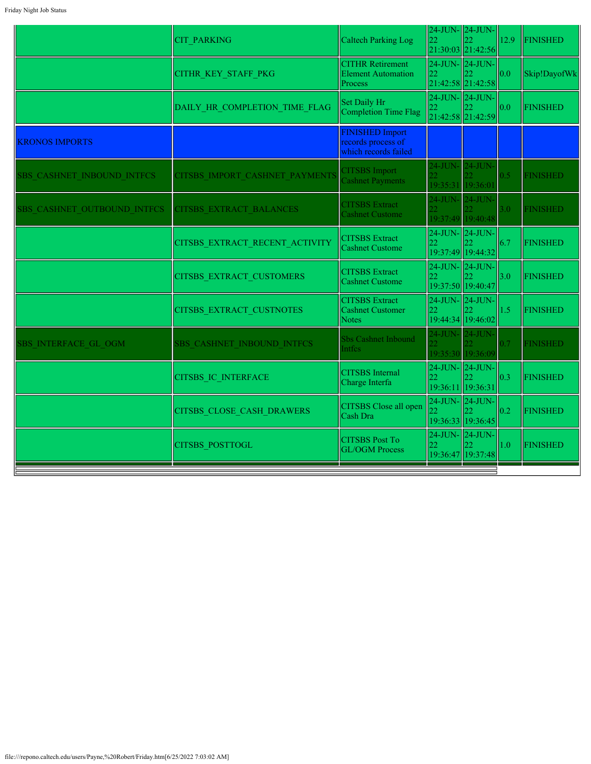| | | | | | | |
|---|---|---|---|---|---|---|
| | CIT_PARKING | Caltech Parking Log | 24-JUN-22 21:30:03 | 24-JUN-22 21:42:56 | 12.9 | FINISHED |
| | CITHR_KEY_STAFF_PKG | CITHR Retirement Element Automation Process | 24-JUN-22 21:42:58 | 24-JUN-22 21:42:58 | 0.0 | Skip!DayofWk |
| | DAILY_HR_COMPLETION_TIME_FLAG | Set Daily Hr Completion Time Flag | 24-JUN-22 21:42:58 | 24-JUN-22 21:42:59 | 0.0 | FINISHED |
| KRONOS IMPORTS | | FINISHED Import records process of which records failed | | | | |
| SBS_CASHNET_INBOUND_INTFCS | CITSBS_IMPORT_CASHNET_PAYMENTS | CITSBS Import Cashnet Payments | 24-JUN-22 19:35:31 | 24-JUN-22 19:36:01 | 0.5 | FINISHED |
| SBS_CASHNET_OUTBOUND_INTFCS | CITSBS_EXTRACT_BALANCES | CITSBS Extract Cashnet Custome | 24-JUN-22 19:37:49 | 24-JUN-22 19:40:48 | 3.0 | FINISHED |
| | CITSBS_EXTRACT_RECENT_ACTIVITY | CITSBS Extract Cashnet Custome | 24-JUN-22 19:37:49 | 24-JUN-22 19:44:32 | 6.7 | FINISHED |
| | CITSBS_EXTRACT_CUSTOMERS | CITSBS Extract Cashnet Custome | 24-JUN-22 19:37:50 | 24-JUN-22 19:40:47 | 3.0 | FINISHED |
| | CITSBS_EXTRACT_CUSTNOTES | CITSBS Extract Cashnet Customer Notes | 24-JUN-22 19:44:34 | 24-JUN-22 19:46:02 | 1.5 | FINISHED |
| SBS_INTERFACE_GL_OGM | SBS_CASHNET_INBOUND_INTFCS | Sbs Cashnet Inbound Intfcs | 24-JUN-22 19:35:30 | 24-JUN-22 19:36:09 | 0.7 | FINISHED |
| | CITSBS_IC_INTERFACE | CITSBS Internal Charge Interfa | 24-JUN-22 19:36:11 | 24-JUN-22 19:36:31 | 0.3 | FINISHED |
| | CITSBS_CLOSE_CASH_DRAWERS | CITSBS Close all open Cash Dra | 24-JUN-22 19:36:33 | 24-JUN-22 19:36:45 | 0.2 | FINISHED |
| | CITSBS_POSTTOGL | CITSBS Post To GL/OGM Process | 24-JUN-22 19:36:47 | 24-JUN-22 19:37:48 | 1.0 | FINISHED |